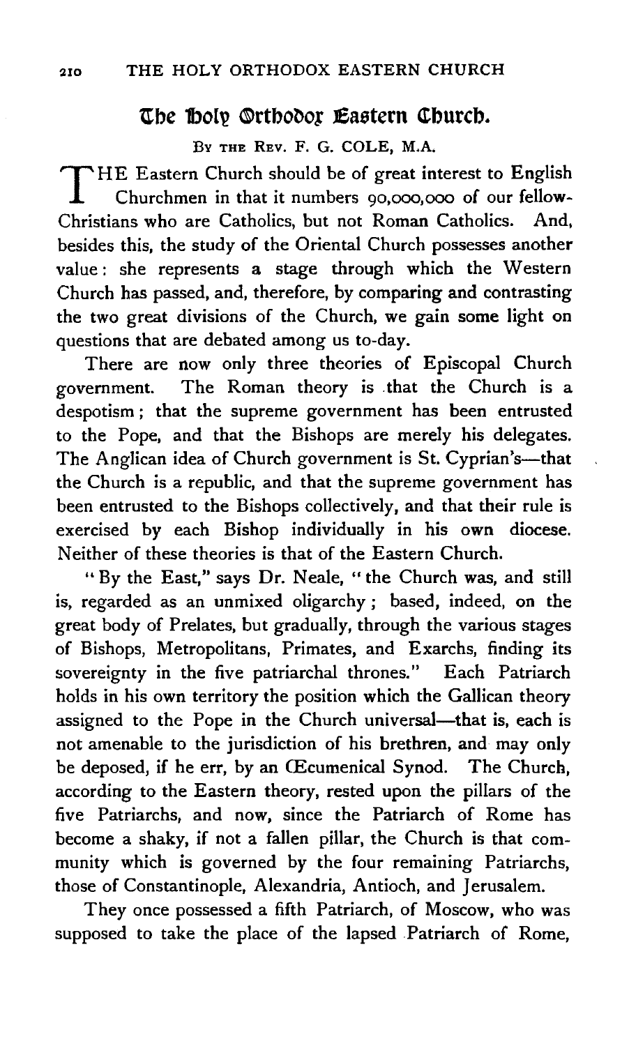# The Holy Orthodox Eastern Church.

By the Rev. F. G. Cole, M.A.

The Eastern Church should be of great interest to English Churchmen in that it numbers 90,000,000 of our fellow-Christians who are Catholics, but not Roman Catholics. And, besides this, the study of the Oriental Church possesses another value: she represents a stage through which the Western Church has passed, and, therefore, by comparing and contrasting the two great divisions of the Church, we gain some light on questions that are debated among us to-day.

There are now only three theories of Episcopal Church government. The Roman theory is that the Church is a despotism; that the supreme government has been entrusted to the Pope, and that the Bishops are merely his delegates. The Anglican idea of Church government is St. Cyprian's—that the Church is a republic, and that the supreme government has been entrusted to the Bishops collectively, and that their rule is exercised by each Bishop individually in his own diocese. Neither of these theories is that of the Eastern Church.

"By the East," says Dr. Neale, "the Church was, and still is, regarded as an unmixed oligarchy; based, indeed, on the great body of Prelates, but gradually, through the various stages of Bishops, Metropolitans, Primates, and Exarchs, finding its sovereignty in the five patriarchal thrones." Each Patriarch holds in his own territory the position which the Gallican theory assigned to the Pope in the Church universal—that is, each is not amenable to the jurisdiction of his brethren, and may only be deposed, if he err, by an Œcumenical Synod. The Church, according to the Eastern theory, rested upon the pillars of the five Patriarchs, and now, since the Patriarch of Rome has become a shaky, if not a fallen pillar, the Church is that community which is governed by the four remaining Patriarchs, those of Constantinople, Alexandria, Antioch, and Jerusalem.

They once possessed a fifth Patriarch, of Moscow, who was supposed to take the place of the lapsed Patriarch of Rome,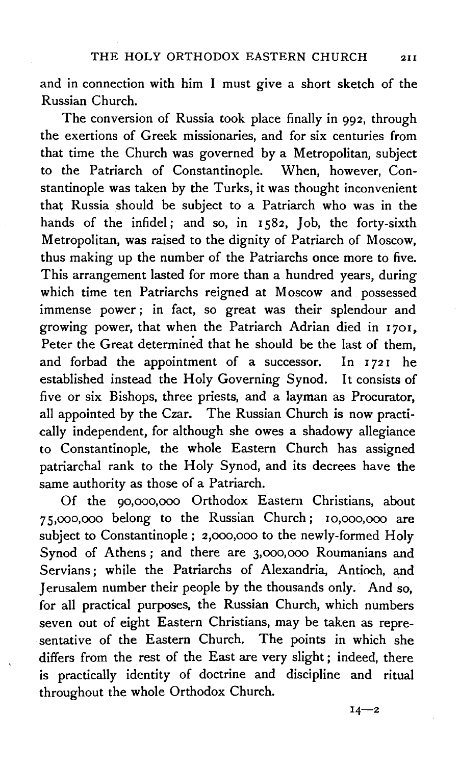and in connection with him I must give a short sketch of the Russian Church.

The conversion of Russia took place finally in 992, through the exertions of Greek missionaries, and for six centuries from that time the Church was governed by a Metropolitan, subject to the Patriarch of Constantinople. When, however, Constantinople was taken by the Turks, it was thought inconvenient that Russia should be subject to a Patriarch who was in the hands of the infidel; and so, in 1582, Job, the forty-sixth Metropolitan, was raised to the dignity of Patriarch of Moscow, thus making up the number of the Patriarchs once more to five. This arrangement lasted for more than a hundred years, during which time ten Patriarchs reigned at Moscow and possessed immense power; in fact, so great was their splendour and growing power, that when the Patriarch Adrian died in 1701, Peter the Great determined that he should be the last of them, and forbad the appointment of a successor. In 1721 he established instead the Holy Governing Synod. It consists of five or six Bishops, three priests, and a layman as Procurator, all appointed by the Czar. The Russian Church is now practically independent, for although she owes a shadowy allegiance to Constantinople, the whole Eastern Church has assigned patriarchal rank to the Holy Synod, and its decrees have the same authority as those of a Patriarch.

Of the 90,000,000 Orthodox Eastern Christians, about 75,000,000 belong to the Russian Church; 10,000,000 are subject to Constantinople; 2,000,000 to the newly-formed Holy Synod of Athens; and there are 3,000,000 Roumanians and Servians; while the Patriarchs of Alexandria, Antioch, and Jerusalem number their people by the thousands only. And so, for all practical purposes, the Russian Church, which numbers seven out of eight Eastern Christians, may be taken as representative of the Eastern Church. The points in which she differs from the rest of the East are very slight; indeed, there is practically identity of doctrine and discipline and ritual throughout the whole Orthodox Church.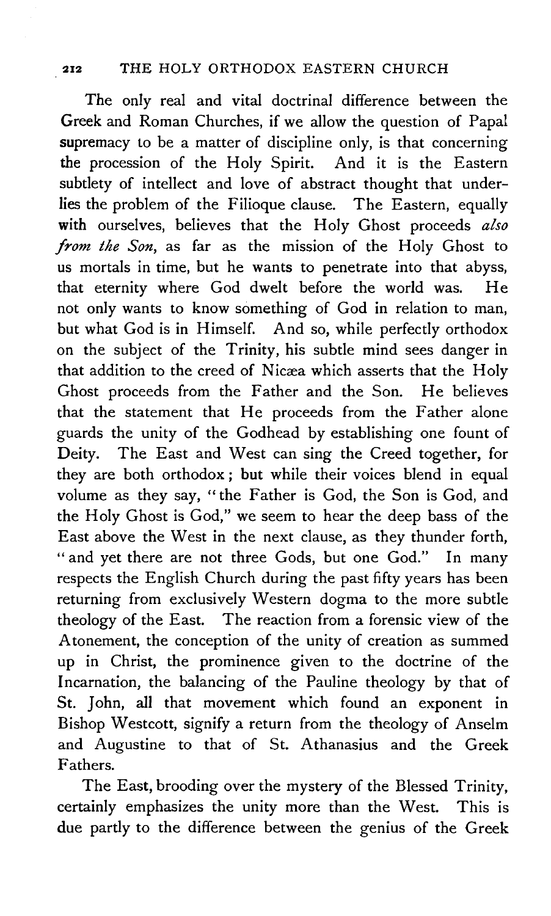The only real and vital doctrinal difference between the Greek and Roman Churches, if we allow the question of Papal supremacy to be a matter of discipline only, is that concerning the procession of the Holy Spirit. And it is the Eastern subtlety of intellect and love of abstract thought that underlies the problem of the Filioque clause. The Eastern, equally with ourselves, believes that the Holy Ghost proceeds *also from the Son*, as far as the mission of the Holy Ghost to us mortals in time, but he wants to penetrate into that abyss, that eternity where God dwelt before the world was. He not only wants to know something of God in relation to man, but what God is in Himself. And so, while perfectly orthodox on the subject of the Trinity, his subtle mind sees danger in that addition to the creed of Nicæa which asserts that the Holy Ghost proceeds from the Father and the Son. He believes that the statement that He proceeds from the Father alone guards the unity of the Godhead by establishing one fount of Deity. The East and West can sing the Creed together, for they are both orthodox; but while their voices blend in equal volume as they say, "the Father is God, the Son is God, and the Holy Ghost is God," we seem to hear the deep bass of the East above the West in the next clause, as they thunder forth, "and yet there are not three Gods, but one God." In many respects the English Church during the past fifty years has been returning from exclusively Western dogma to the more subtle theology of the East. The reaction from a forensic view of the Atonement, the conception of the unity of creation as summed up in Christ, the prominence given to the doctrine of the Incarnation, the balancing of the Pauline theology by that of St. John, all that movement which found an exponent in Bishop Westcott, signify a return from the theology of Anselm and Augustine to that of St. Athanasius and the Greek Fathers.

The East, brooding over the mystery of the Blessed Trinity, certainly emphasizes the unity more than the West. This is due partly to the difference between the genius of the Greek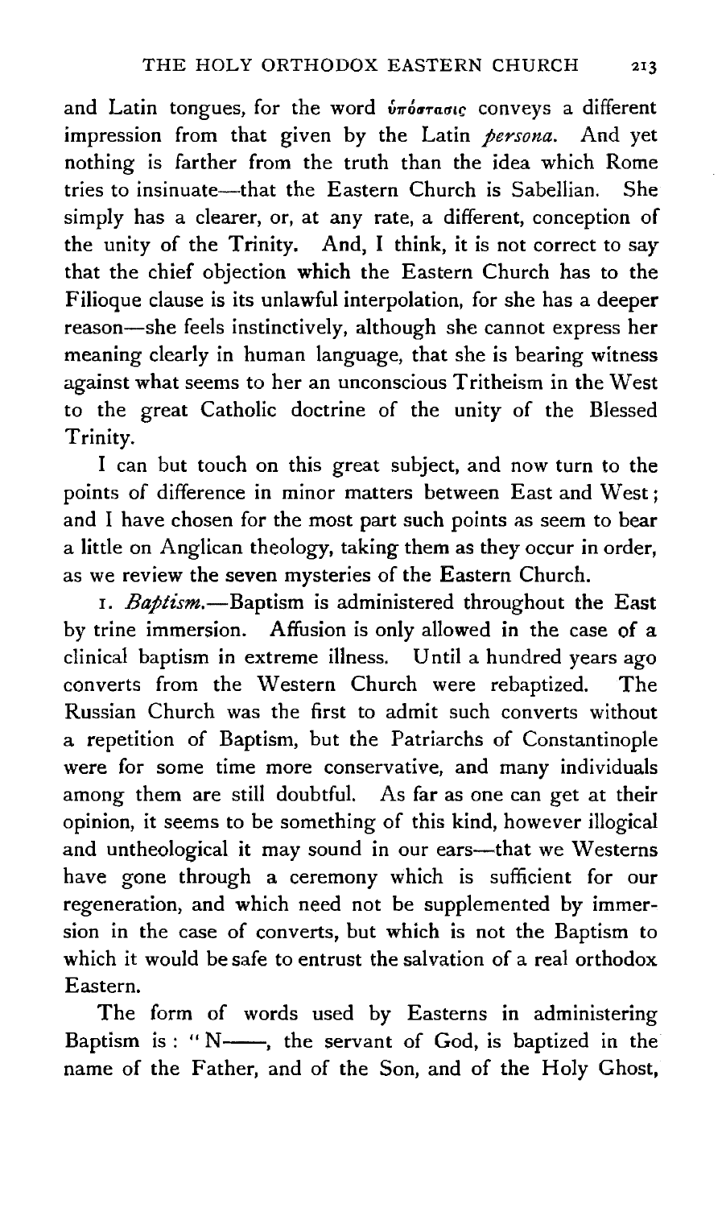and Latin tongues, for the word ὑπόστασις conveys a different impression from that given by the Latin *persona*. And yet nothing is farther from the truth than the idea which Rome tries to insinuate—that the Eastern Church is Sabellian. She simply has a clearer, or, at any rate, a different, conception of the unity of the Trinity. And, I think, it is not correct to say that the chief objection which the Eastern Church has to the Filioque clause is its unlawful interpolation, for she has a deeper reason—she feels instinctively, although she cannot express her meaning clearly in human language, that she is bearing witness against what seems to her an unconscious Tritheism in the West to the great Catholic doctrine of the unity of the Blessed Trinity.

I can but touch on this great subject, and now turn to the points of difference in minor matters between East and West; and I have chosen for the most part such points as seem to bear a little on Anglican theology, taking them as they occur in order, as we review the seven mysteries of the Eastern Church.

1. *Baptism.*—Baptism is administered throughout the East by trine immersion. Affusion is only allowed in the case of a clinical baptism in extreme illness. Until a hundred years ago converts from the Western Church were rebaptized. The Russian Church was the first to admit such converts without a repetition of Baptism, but the Patriarchs of Constantinople were for some time more conservative, and many individuals among them are still doubtful. As far as one can get at their opinion, it seems to be something of this kind, however illogical and untheological it may sound in our ears—that we Westerns have gone through a ceremony which is sufficient for our regeneration, and which need not be supplemented by immersion in the case of converts, but which is not the Baptism to which it would be safe to entrust the salvation of a real orthodox Eastern.

The form of words used by Easterns in administering Baptism is: "N——, the servant of God, is baptized in the name of the Father, and of the Son, and of the Holy Ghost,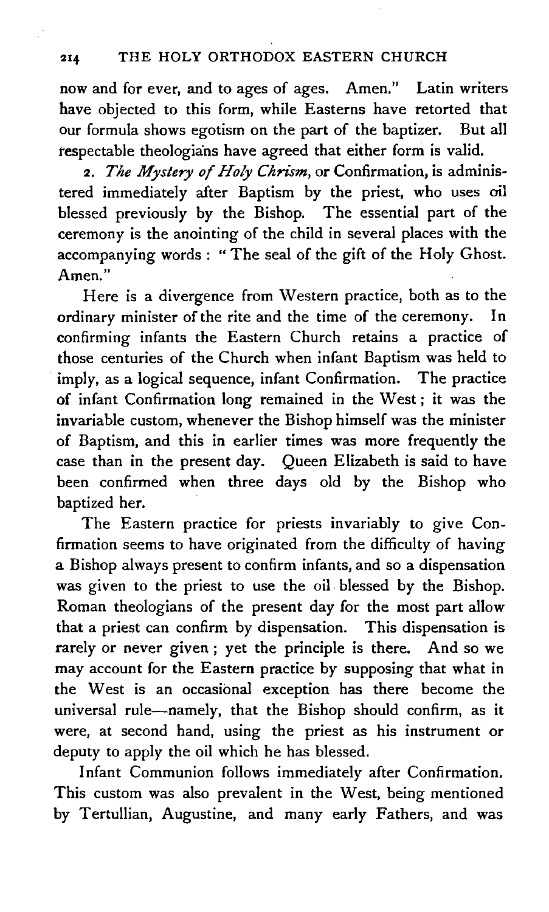now and for ever, and to ages of ages. Amen." Latin writers have objected to this form, while Easterns have retorted that our formula shows egotism on the part of the baptizer. But all respectable theologians have agreed that either form is valid.

2. *The Mystery of Holy Chrism*, or Confirmation, is administered immediately after Baptism by the priest, who uses oil blessed previously by the Bishop. The essential part of the ceremony is the anointing of the child in several places with the accompanying words : "The seal of the gift of the Holy Ghost. Amen."

Here is a divergence from Western practice, both as to the ordinary minister of the rite and the time of the ceremony. In confirming infants the Eastern Church retains a practice of those centuries of the Church when infant Baptism was held to imply, as a logical sequence, infant Confirmation. The practice of infant Confirmation long remained in the West; it was the invariable custom, whenever the Bishop himself was the minister of Baptism, and this in earlier times was more frequently the case than in the present day. Queen Elizabeth is said to have been confirmed when three days old by the Bishop who baptized her.

The Eastern practice for priests invariably to give Confirmation seems to have originated from the difficulty of having a Bishop always present to confirm infants, and so a dispensation was given to the priest to use the oil blessed by the Bishop. Roman theologians of the present day for the most part allow that a priest can confirm by dispensation. This dispensation is rarely or never given; yet the principle is there. And so we may account for the Eastern practice by supposing that what in the West is an occasional exception has there become the universal rule—namely, that the Bishop should confirm, as it were, at second hand, using the priest as his instrument or deputy to apply the oil which he has blessed.

Infant Communion follows immediately after Confirmation. This custom was also prevalent in the West, being mentioned by Tertullian, Augustine, and many early Fathers, and was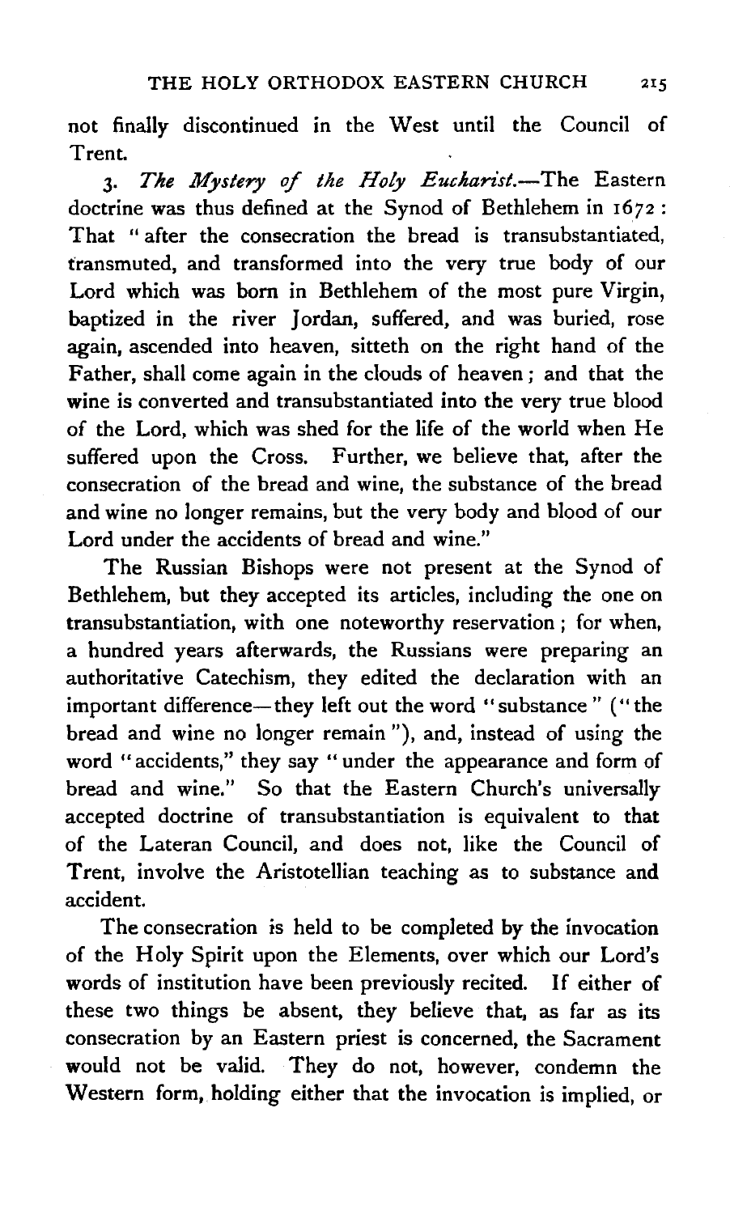not finally discontinued in the West until the Council of Trent.

3. *The Mystery of the Holy Eucharist.*—The Eastern doctrine was thus defined at the Synod of Bethlehem in 1672: That "after the consecration the bread is transubstantiated, transmuted, and transformed into the very true body of our Lord which was born in Bethlehem of the most pure Virgin, baptized in the river Jordan, suffered, and was buried, rose again, ascended into heaven, sitteth on the right hand of the Father, shall come again in the clouds of heaven; and that the wine is converted and transubstantiated into the very true blood of the Lord, which was shed for the life of the world when He suffered upon the Cross. Further, we believe that, after the consecration of the bread and wine, the substance of the bread and wine no longer remains, but the very body and blood of our Lord under the accidents of bread and wine."

The Russian Bishops were not present at the Synod of Bethlehem, but they accepted its articles, including the one on transubstantiation, with one noteworthy reservation; for when, a hundred years afterwards, the Russians were preparing an authoritative Catechism, they edited the declaration with an important difference—they left out the word "substance" ("the bread and wine no longer remain"), and, instead of using the word "accidents," they say "under the appearance and form of bread and wine." So that the Eastern Church's universally accepted doctrine of transubstantiation is equivalent to that of the Lateran Council, and does not, like the Council of Trent, involve the Aristotellian teaching as to substance and accident.

The consecration is held to be completed by the invocation of the Holy Spirit upon the Elements, over which our Lord's words of institution have been previously recited. If either of these two things be absent, they believe that, as far as its consecration by an Eastern priest is concerned, the Sacrament would not be valid. They do not, however, condemn the Western form, holding either that the invocation is implied, or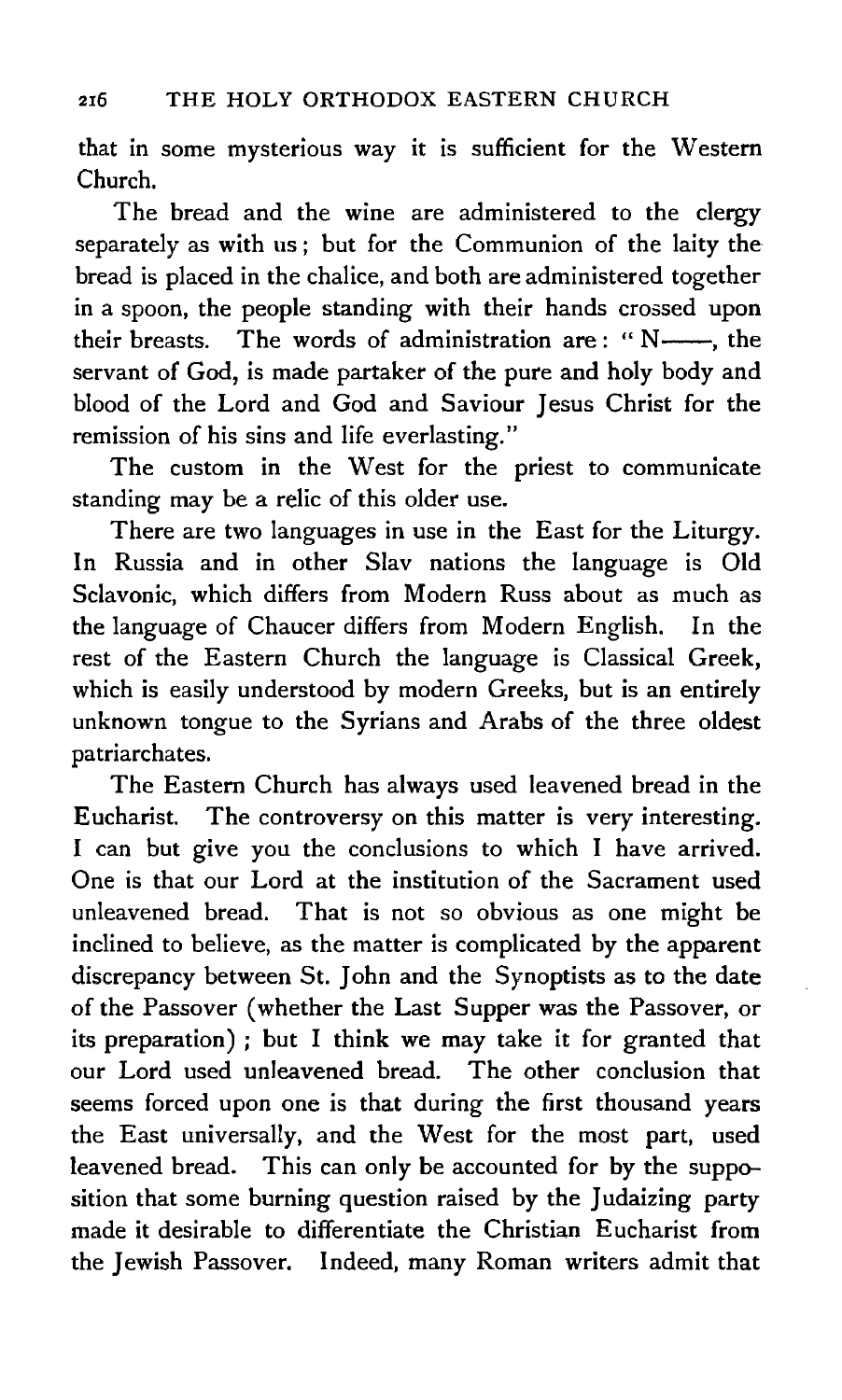that in some mysterious way it is sufficient for the Western Church.

The bread and the wine are administered to the clergy separately as with us; but for the Communion of the laity the bread is placed in the chalice, and both are administered together in a spoon, the people standing with their hands crossed upon their breasts. The words of administration are: "N——, the servant of God, is made partaker of the pure and holy body and blood of the Lord and God and Saviour Jesus Christ for the remission of his sins and life everlasting."

The custom in the West for the priest to communicate standing may be a relic of this older use.

There are two languages in use in the East for the Liturgy. In Russia and in other Slav nations the language is Old Sclavonic, which differs from Modern Russ about as much as the language of Chaucer differs from Modern English. In the rest of the Eastern Church the language is Classical Greek, which is easily understood by modern Greeks, but is an entirely unknown tongue to the Syrians and Arabs of the three oldest patriarchates.

The Eastern Church has always used leavened bread in the Eucharist. The controversy on this matter is very interesting. I can but give you the conclusions to which I have arrived. One is that our Lord at the institution of the Sacrament used unleavened bread. That is not so obvious as one might be inclined to believe, as the matter is complicated by the apparent discrepancy between St. John and the Synoptists as to the date of the Passover (whether the Last Supper was the Passover, or its preparation); but I think we may take it for granted that our Lord used unleavened bread. The other conclusion that seems forced upon one is that during the first thousand years the East universally, and the West for the most part, used leavened bread. This can only be accounted for by the supposition that some burning question raised by the Judaizing party made it desirable to differentiate the Christian Eucharist from the Jewish Passover. Indeed, many Roman writers admit that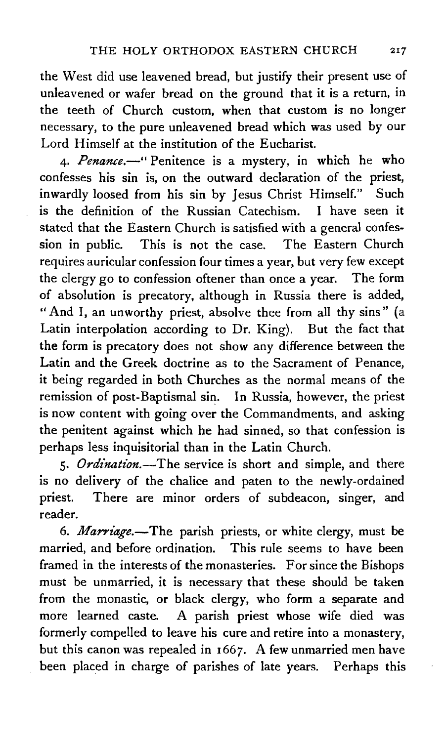the West did use leavened bread, but justify their present use of unleavened or wafer bread on the ground that it is a return, in the teeth of Church custom, when that custom is no longer necessary, to the pure unleavened bread which was used by our Lord Himself at the institution of the Eucharist.

4. *Penance*.—"Penitence is a mystery, in which he who confesses his sin is, on the outward declaration of the priest, inwardly loosed from his sin by Jesus Christ Himself." Such is the definition of the Russian Catechism. I have seen it stated that the Eastern Church is satisfied with a general confession in public. This is not the case. The Eastern Church requires auricular confession four times a year, but very few except the clergy go to confession oftener than once a year. The form of absolution is precatory, although in Russia there is added, "And I, an unworthy priest, absolve thee from all thy sins" (a Latin interpolation according to Dr. King). But the fact that the form is precatory does not show any difference between the Latin and the Greek doctrine as to the Sacrament of Penance, it being regarded in both Churches as the normal means of the remission of post-Baptismal sin. In Russia, however, the priest is now content with going over the Commandments, and asking the penitent against which he had sinned, so that confession is perhaps less inquisitorial than in the Latin Church.

5. *Ordination*.—The service is short and simple, and there is no delivery of the chalice and paten to the newly-ordained priest. There are minor orders of subdeacon, singer, and reader.

6. *Marriage*.—The parish priests, or white clergy, must be married, and before ordination. This rule seems to have been framed in the interests of the monasteries. For since the Bishops must be unmarried, it is necessary that these should be taken from the monastic, or black clergy, who form a separate and more learned caste. A parish priest whose wife died was formerly compelled to leave his cure and retire into a monastery, but this canon was repealed in 1667. A few unmarried men have been placed in charge of parishes of late years. Perhaps this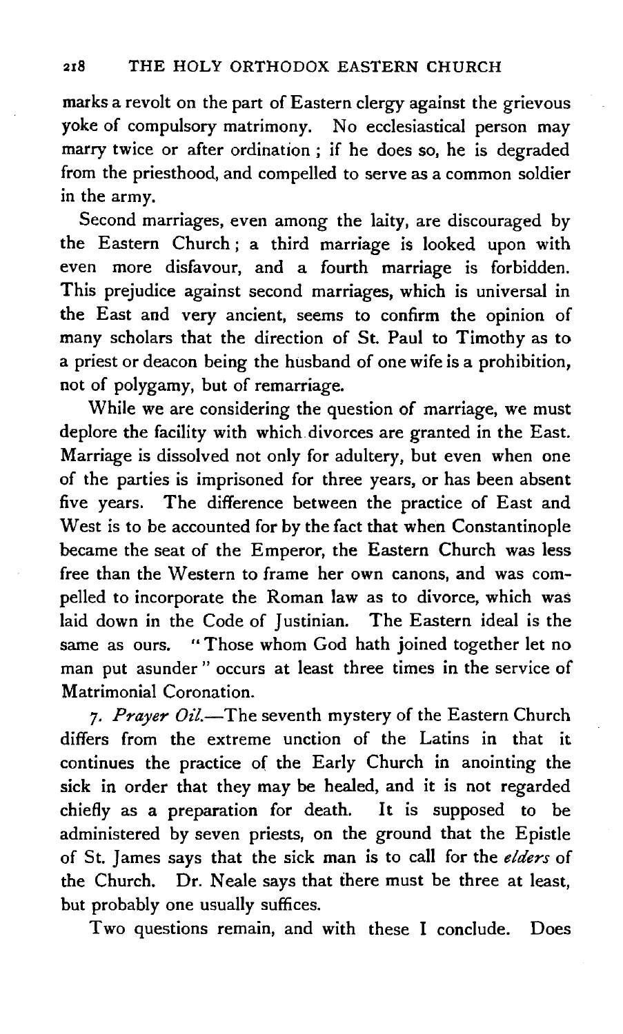marks a revolt on the part of Eastern clergy against the grievous yoke of compulsory matrimony. No ecclesiastical person may marry twice or after ordination; if he does so, he is degraded from the priesthood, and compelled to serve as a common soldier in the army.

Second marriages, even among the laity, are discouraged by the Eastern Church; a third marriage is looked upon with even more disfavour, and a fourth marriage is forbidden. This prejudice against second marriages, which is universal in the East and very ancient, seems to confirm the opinion of many scholars that the direction of St. Paul to Timothy as to a priest or deacon being the husband of one wife is a prohibition, not of polygamy, but of remarriage.

While we are considering the question of marriage, we must deplore the facility with which divorces are granted in the East. Marriage is dissolved not only for adultery, but even when one of the parties is imprisoned for three years, or has been absent five years. The difference between the practice of East and West is to be accounted for by the fact that when Constantinople became the seat of the Emperor, the Eastern Church was less free than the Western to frame her own canons, and was compelled to incorporate the Roman law as to divorce, which was laid down in the Code of Justinian. The Eastern ideal is the same as ours. "Those whom God hath joined together let no man put asunder" occurs at least three times in the service of Matrimonial Coronation.

7. *Prayer Oil.*—The seventh mystery of the Eastern Church differs from the extreme unction of the Latins in that it continues the practice of the Early Church in anointing the sick in order that they may be healed, and it is not regarded chiefly as a preparation for death. It is supposed to be administered by seven priests, on the ground that the Epistle of St. James says that the sick man is to call for the *elders* of the Church. Dr. Neale says that there must be three at least, but probably one usually suffices.

Two questions remain, and with these I conclude. Does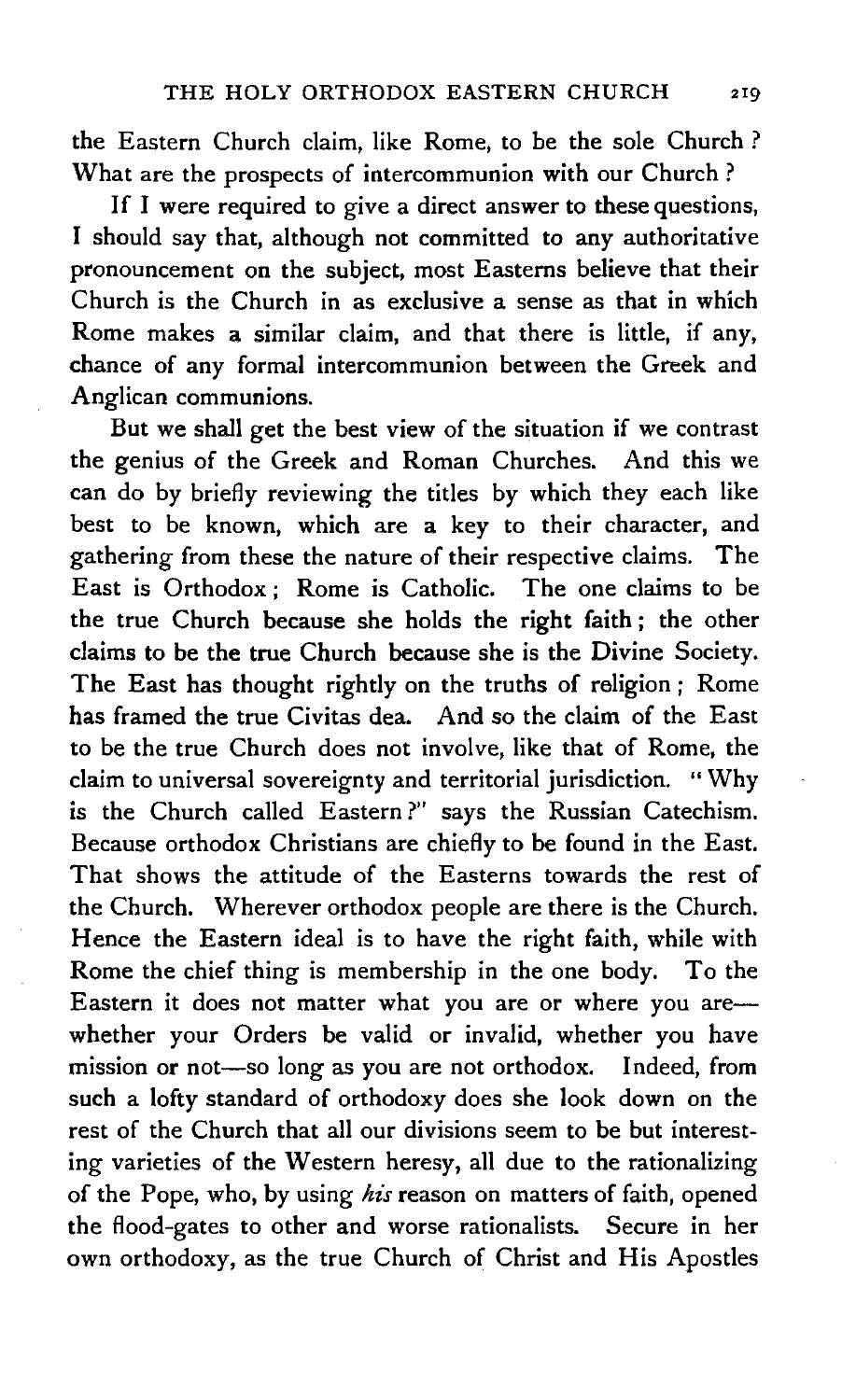the Eastern Church claim, like Rome, to be the sole Church? What are the prospects of intercommunion with our Church?

If I were required to give a direct answer to these questions, I should say that, although not committed to any authoritative pronouncement on the subject, most Easterns believe that their Church is the Church in as exclusive a sense as that in which Rome makes a similar claim, and that there is little, if any, chance of any formal intercommunion between the Greek and Anglican communions.

But we shall get the best view of the situation if we contrast the genius of the Greek and Roman Churches. And this we can do by briefly reviewing the titles by which they each like best to be known, which are a key to their character, and gathering from these the nature of their respective claims. The East is Orthodox; Rome is Catholic. The one claims to be the true Church because she holds the right faith; the other claims to be the true Church because she is the Divine Society. The East has thought rightly on the truths of religion; Rome has framed the true Civitas dea. And so the claim of the East to be the true Church does not involve, like that of Rome, the claim to universal sovereignty and territorial jurisdiction. "Why is the Church called Eastern?" says the Russian Catechism. Because orthodox Christians are chiefly to be found in the East. That shows the attitude of the Easterns towards the rest of the Church. Wherever orthodox people are there is the Church. Hence the Eastern ideal is to have the right faith, while with Rome the chief thing is membership in the one body. To the Eastern it does not matter what you are or where you are—whether your Orders be valid or invalid, whether you have mission or not—so long as you are not orthodox. Indeed, from such a lofty standard of orthodoxy does she look down on the rest of the Church that all our divisions seem to be but interesting varieties of the Western heresy, all due to the rationalizing of the Pope, who, by using *his* reason on matters of faith, opened the flood-gates to other and worse rationalists. Secure in her own orthodoxy, as the true Church of Christ and His Apostles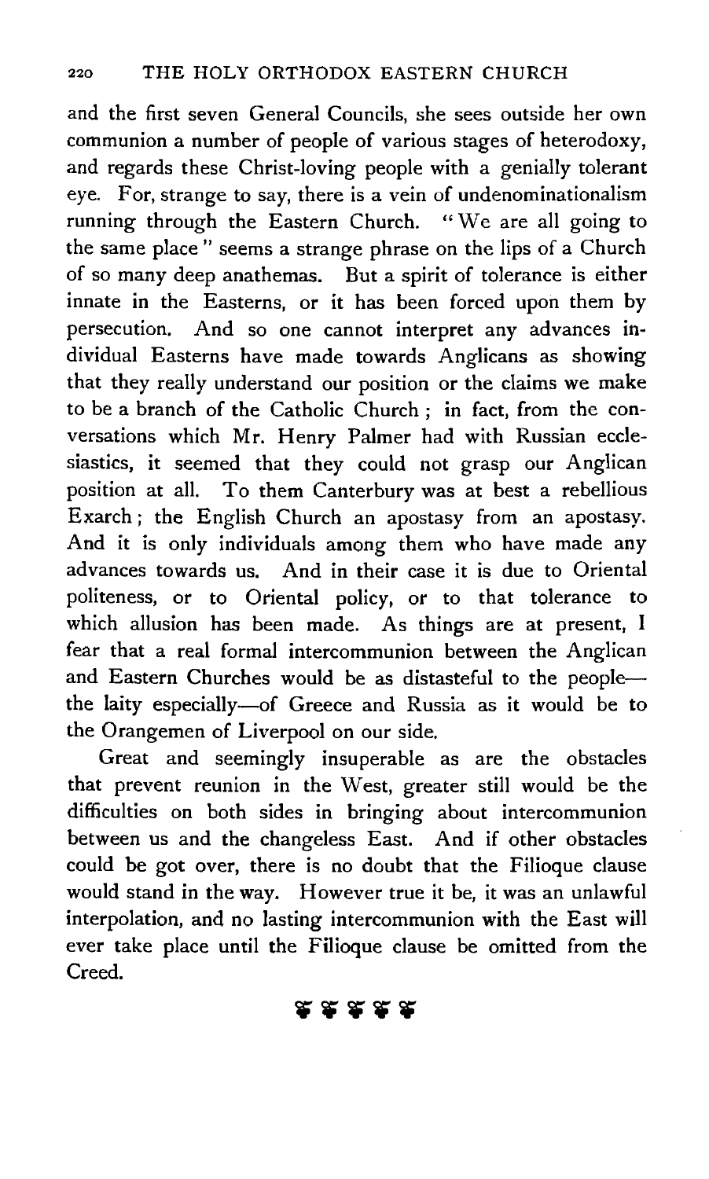and the first seven General Councils, she sees outside her own communion a number of people of various stages of heterodoxy, and regards these Christ-loving people with a genially tolerant eye. For, strange to say, there is a vein of undenominationalism running through the Eastern Church. "We are all going to the same place" seems a strange phrase on the lips of a Church of so many deep anathemas. But a spirit of tolerance is either innate in the Easterns, or it has been forced upon them by persecution. And so one cannot interpret any advances individual Easterns have made towards Anglicans as showing that they really understand our position or the claims we make to be a branch of the Catholic Church; in fact, from the conversations which Mr. Henry Palmer had with Russian ecclesiastics, it seemed that they could not grasp our Anglican position at all. To them Canterbury was at best a rebellious Exarch; the English Church an apostasy from an apostasy. And it is only individuals among them who have made any advances towards us. And in their case it is due to Oriental politeness, or to Oriental policy, or to that tolerance to which allusion has been made. As things are at present, I fear that a real formal intercommunion between the Anglican and Eastern Churches would be as distasteful to the people—the laity especially—of Greece and Russia as it would be to the Orangemen of Liverpool on our side.

Great and seemingly insuperable as are the obstacles that prevent reunion in the West, greater still would be the difficulties on both sides in bringing about intercommunion between us and the changeless East. And if other obstacles could be got over, there is no doubt that the Filioque clause would stand in the way. However true it be, it was an unlawful interpolation, and no lasting intercommunion with the East will ever take place until the Filioque clause be omitted from the Creed.